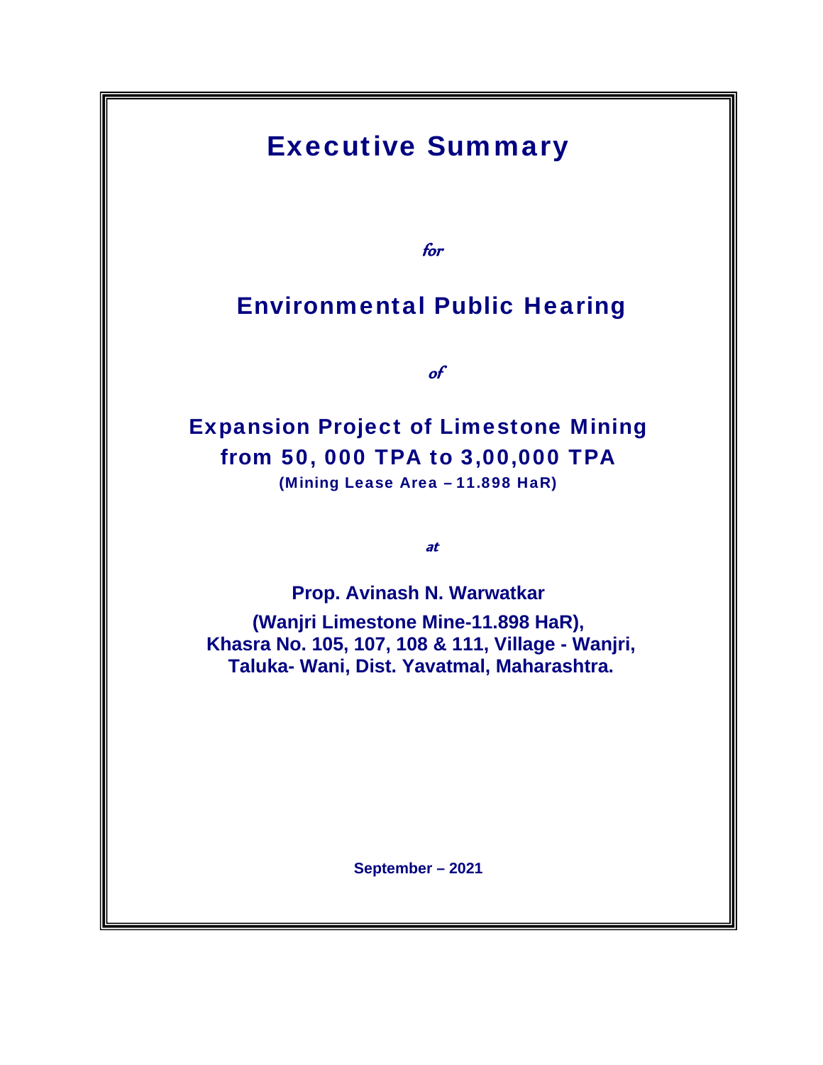# Executive Summary

*for*

## Environmental Public Hearing

*of*

## Expansion Project of Limestone Mining from 50, 000 TPA to 3,00,000 TPA

**(Mining Lease Area – 11.898 HaR)**

*at*

**Prop. Avinash N. Warwatkar**

**(Wanjri Limestone Mine-11.898 HaR), Khasra No. 105, 107, 108 & 111, Village - Wanjri, Taluka- Wani, Dist. Yavatmal, Maharashtra.**

**September – 2021**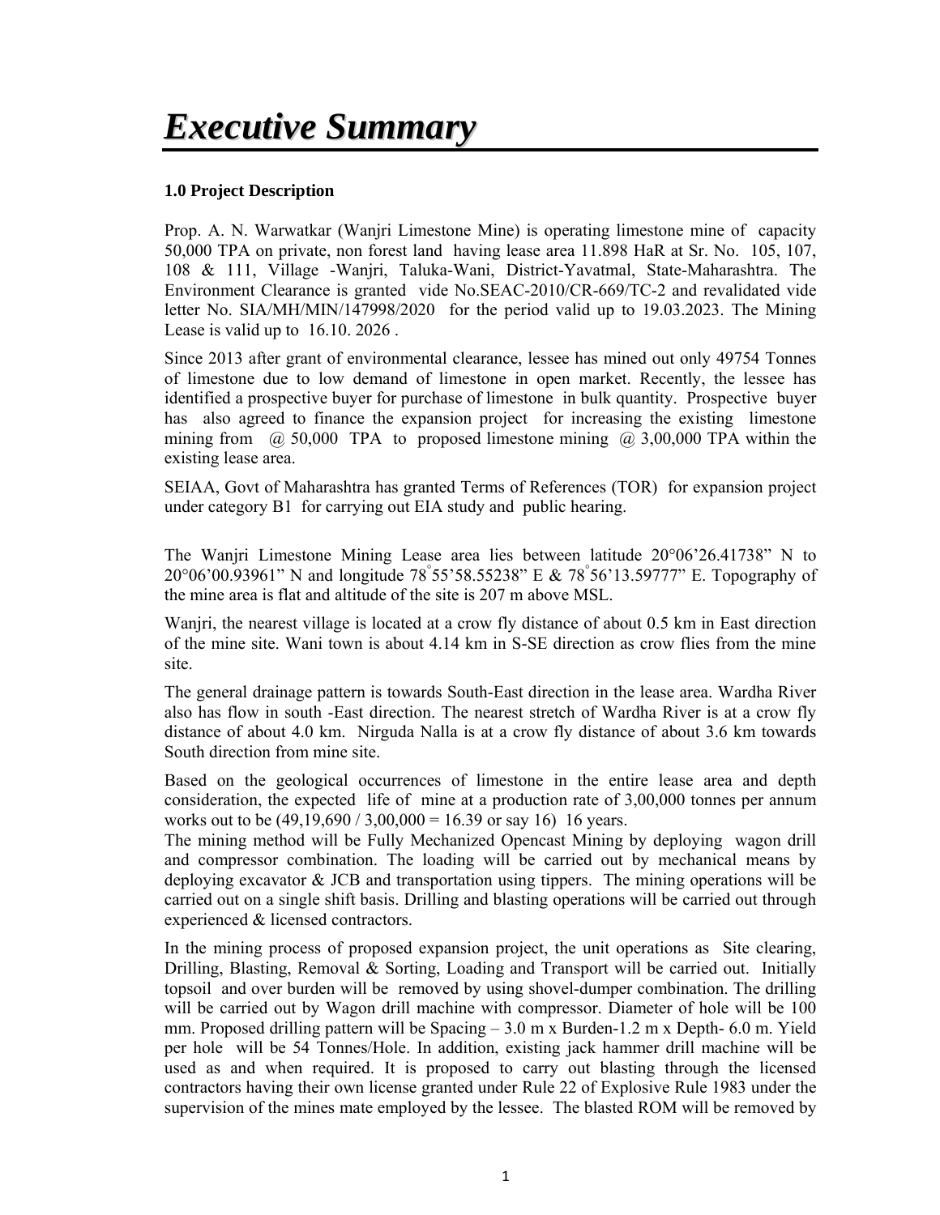# *Executive Summary*

### 1.0 Project Description

Prop. A. N. Warwatkar (Wanjri Limestone Mine) is operating limestone mine of capacity 50,000 TPA on private, non forest land having lease area 11.898 HaR at Sr. No. 105, 107, 108 & 111, Village -Wanjri, Taluka-Wani, District-Yavatmal, State-Maharashtra. The Environment Clearance is granted vide No.SEAC-2010/CR-669/TC-2 and revalidated vide letter No. SIA/MH/MIN/147998/2020 for the period valid up to 19.03.2023. The Mining Lease is valid up to 16.10. 2026 .

Since 2013 after grant of environmental clearance, lessee has mined out only 49754 Tonnes of limestone due to low demand of limestone in open market. Recently, the lessee has identified a prospective buyer for purchase of limestone in bulk quantity. Prospective buyer has also agreed to finance the expansion project for increasing the existing limestone mining from @ 50,000 TPA to proposed limestone mining @ 3,00,000 TPA within the existing lease area.

SEIAA, Govt of Maharashtra has granted Terms of References (TOR) for expansion project under category B1 for carrying out EIA study and public hearing.

The Wanjri Limestone Mining Lease area lies between latitude 20°06'26.41738" N to 20°06'00.93961" N and longitude 78°55'58.55238" E & 78°56'13.59777" E. Topography of the mine area is flat and altitude of the site is 207 m above MSL.

Wanjri, the nearest village is located at a crow fly distance of about 0.5 km in East direction of the mine site. Wani town is about 4.14 km in S-SE direction as crow flies from the mine site.

The general drainage pattern is towards South-East direction in the lease area. Wardha River also has flow in south -East direction. The nearest stretch of Wardha River is at a crow fly distance of about 4.0 km. Nirguda Nalla is at a crow fly distance of about 3.6 km towards South direction from mine site.

Based on the geological occurrences of limestone in the entire lease area and depth consideration, the expected life of mine at a production rate of 3,00,000 tonnes per annum works out to be (49,19,690 / 3,00,000 = 16.39 or say 16) 16 years.

The mining method will be Fully Mechanized Opencast Mining by deploying wagon drill and compressor combination. The loading will be carried out by mechanical means by deploying excavator & JCB and transportation using tippers. The mining operations will be carried out on a single shift basis. Drilling and blasting operations will be carried out through experienced & licensed contractors.

In the mining process of proposed expansion project, the unit operations as Site clearing, Drilling, Blasting, Removal & Sorting, Loading and Transport will be carried out. Initially topsoil and over burden will be removed by using shovel-dumper combination. The drilling will be carried out by Wagon drill machine with compressor. Diameter of hole will be 100 mm. Proposed drilling pattern will be Spacing – 3.0 m x Burden-1.2 m x Depth- 6.0 m. Yield per hole will be 54 Tonnes/Hole. In addition, existing jack hammer drill machine will be used as and when required. It is proposed to carry out blasting through the licensed contractors having their own license granted under Rule 22 of Explosive Rule 1983 under the supervision of the mines mate employed by the lessee. The blasted ROM will be removed by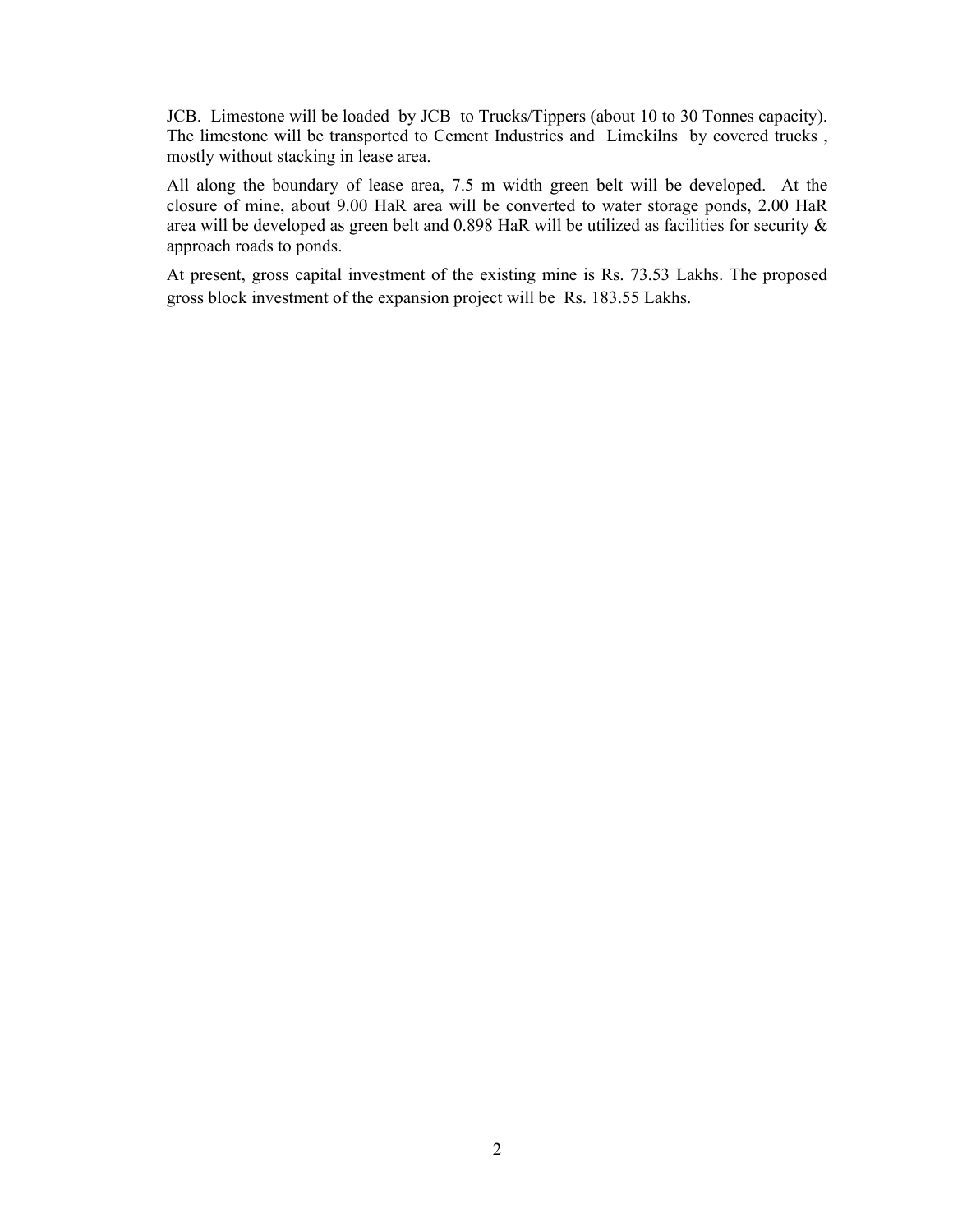JCB. Limestone will be loaded by JCB to Trucks/Tippers (about 10 to 30 Tonnes capacity). The limestone will be transported to Cement Industries and Limekilns by covered trucks , mostly without stacking in lease area.

All along the boundary of lease area, 7.5 m width green belt will be developed. At the closure of mine, about 9.00 HaR area will be converted to water storage ponds, 2.00 HaR area will be developed as green belt and 0.898 HaR will be utilized as facilities for security & approach roads to ponds.

At present, gross capital investment of the existing mine is Rs. 73.53 Lakhs. The proposed gross block investment of the expansion project will be Rs. 183.55 Lakhs.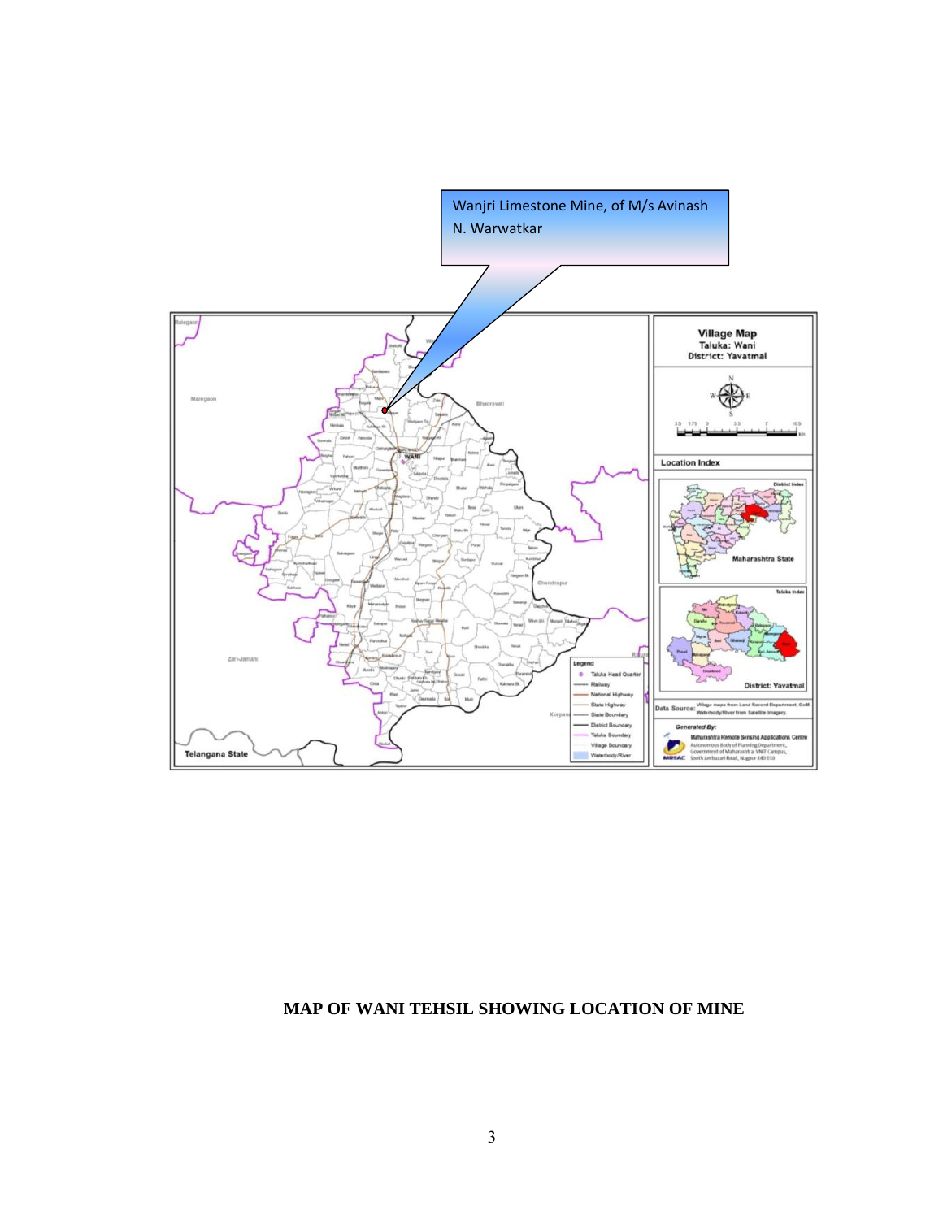Wanjri Limestone Mine, of M/s Avinash N. Warwatkar

Village Map
Taluka: Wani
District: Yavatmal

Location Index

Maharashtra State

District: Yavatmal

Legend
Taluka Head Quarter
Railway
National Highway
State Highway
State Boundary
District Boundary
Taluka Boundary
Village Boundary
Waterbody/River

Data Source: Village maps from Land Record Department, GoM. Waterbody/River from Satellite Imagery.

Generated By:
Maharashtra Remote Sensing Applications Centre

Telangana State

**MAP OF WANI TEHSIL SHOWING LOCATION OF MINE**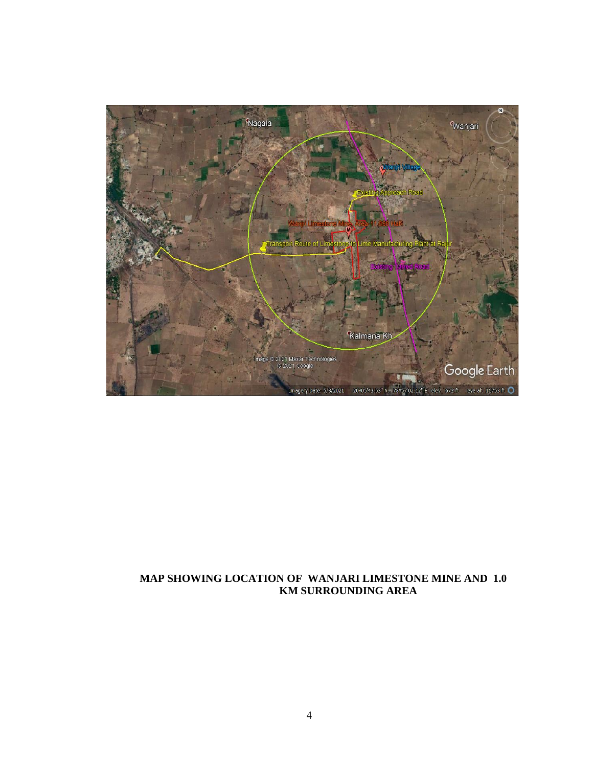Nagala

Wanjari

Wanjri Village

Existing Approach Road

Wanjri Limestone Mine, Area-11.898 HaR

Transport Route of Limestone to Lime Manufacturing Plant at Rajur

Existing Tarred Road

Kalmana Kh

Image © 2021 Maxar Technologies
© 2021 Google

Google Earth

Imagery Date: 5/3/2021 20°05'43.53" N 78°57'02.12" E elev 672 ft eye alt 16753 ft

**MAP SHOWING LOCATION OF WANJARI LIMESTONE MINE AND 1.0 KM SURROUNDING AREA**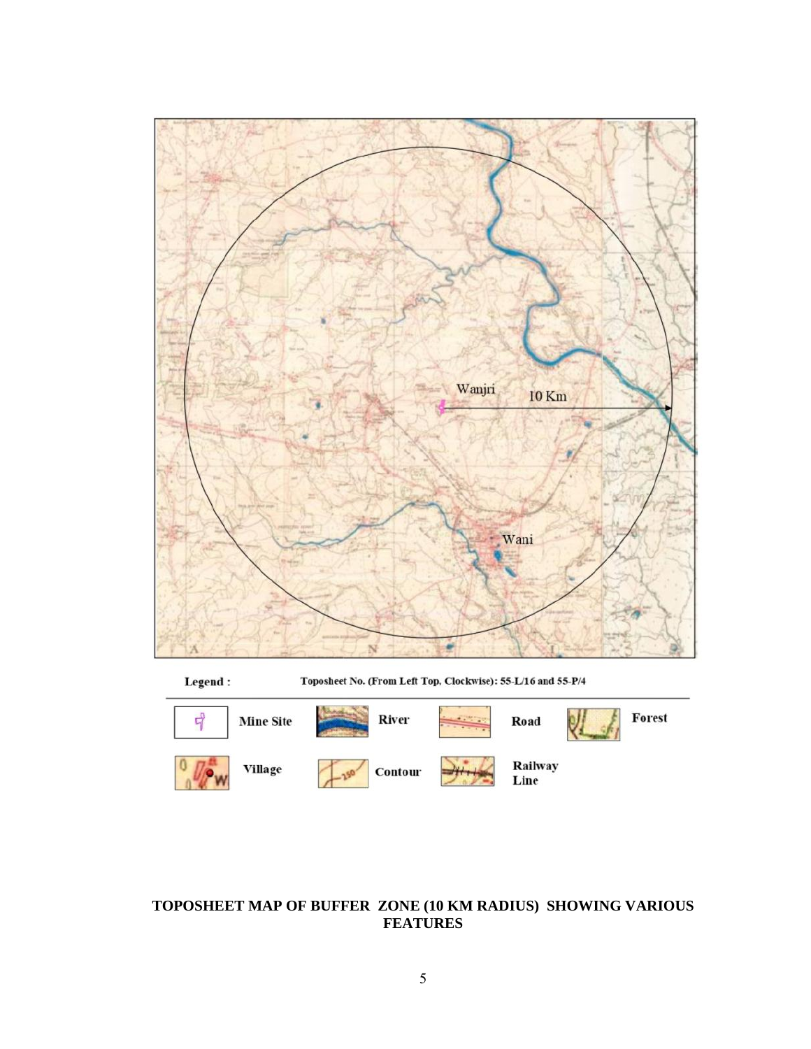Wanjri

10 Km

Wani

Legend :

Toposheet No. (From Left Top, Clockwise): 55-L/16 and 55-P/4

Mine Site

River

Road

Forest

Village

Contour

Railway Line

**TOPOSHEET MAP OF BUFFER ZONE (10 KM RADIUS) SHOWING VARIOUS FEATURES**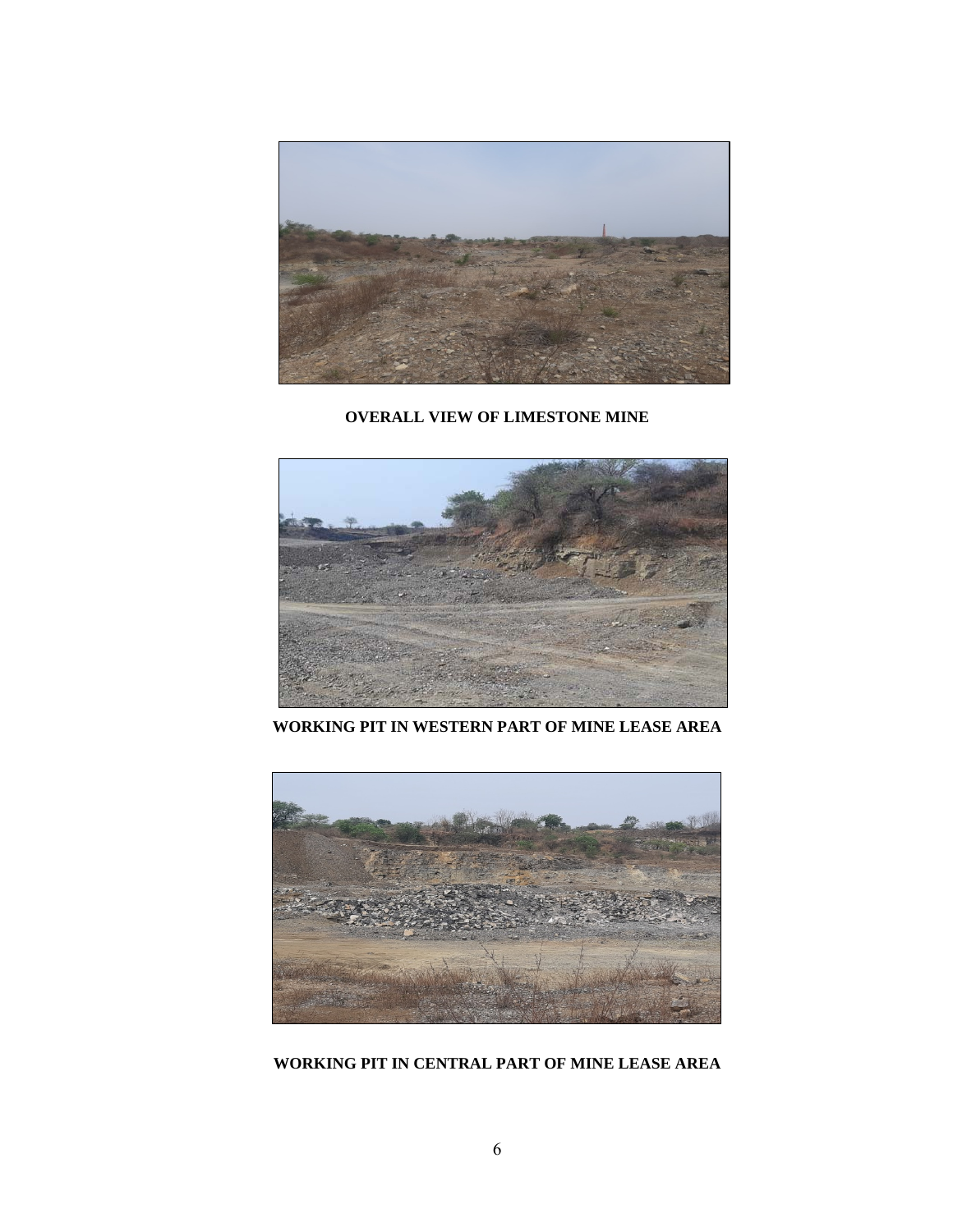**OVERALL VIEW OF LIMESTONE MINE**

**WORKING PIT IN WESTERN PART OF MINE LEASE AREA**

**WORKING PIT IN CENTRAL PART OF MINE LEASE AREA**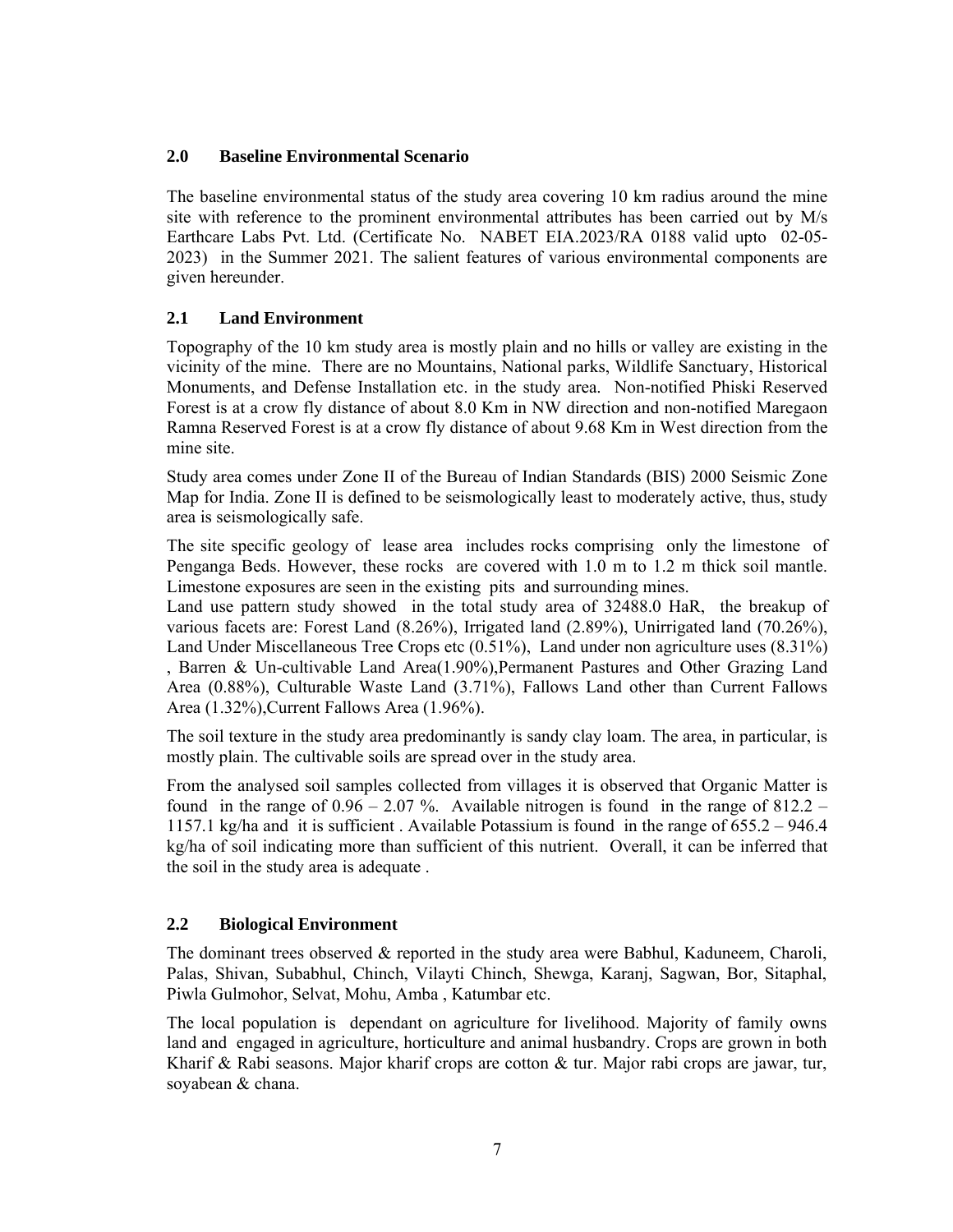## 2.0 Baseline Environmental Scenario

The baseline environmental status of the study area covering 10 km radius around the mine site with reference to the prominent environmental attributes has been carried out by M/s Earthcare Labs Pvt. Ltd. (Certificate No. NABET EIA.2023/RA 0188 valid upto 02-05-2023) in the Summer 2021. The salient features of various environmental components are given hereunder.

### 2.1 Land Environment

Topography of the 10 km study area is mostly plain and no hills or valley are existing in the vicinity of the mine. There are no Mountains, National parks, Wildlife Sanctuary, Historical Monuments, and Defense Installation etc. in the study area. Non-notified Phiski Reserved Forest is at a crow fly distance of about 8.0 Km in NW direction and non-notified Maregaon Ramna Reserved Forest is at a crow fly distance of about 9.68 Km in West direction from the mine site.

Study area comes under Zone II of the Bureau of Indian Standards (BIS) 2000 Seismic Zone Map for India. Zone II is defined to be seismologically least to moderately active, thus, study area is seismologically safe.

The site specific geology of lease area includes rocks comprising only the limestone of Penganga Beds. However, these rocks are covered with 1.0 m to 1.2 m thick soil mantle. Limestone exposures are seen in the existing pits and surrounding mines.

Land use pattern study showed in the total study area of 32488.0 HaR, the breakup of various facets are: Forest Land (8.26%), Irrigated land (2.89%), Unirrigated land (70.26%), Land Under Miscellaneous Tree Crops etc (0.51%), Land under non agriculture uses (8.31%) , Barren & Un-cultivable Land Area(1.90%),Permanent Pastures and Other Grazing Land Area (0.88%), Culturable Waste Land (3.71%), Fallows Land other than Current Fallows Area (1.32%),Current Fallows Area (1.96%).

The soil texture in the study area predominantly is sandy clay loam. The area, in particular, is mostly plain. The cultivable soils are spread over in the study area.

From the analysed soil samples collected from villages it is observed that Organic Matter is found in the range of 0.96 – 2.07 %. Available nitrogen is found in the range of 812.2 – 1157.1 kg/ha and it is sufficient . Available Potassium is found in the range of 655.2 – 946.4 kg/ha of soil indicating more than sufficient of this nutrient. Overall, it can be inferred that the soil in the study area is adequate .

### 2.2 Biological Environment

The dominant trees observed & reported in the study area were Babhul, Kaduneem, Charoli, Palas, Shivan, Subabhul, Chinch, Vilayti Chinch, Shewga, Karanj, Sagwan, Bor, Sitaphal, Piwla Gulmohor, Selvat, Mohu, Amba , Katumbar etc.

The local population is dependant on agriculture for livelihood. Majority of family owns land and engaged in agriculture, horticulture and animal husbandry. Crops are grown in both Kharif & Rabi seasons. Major kharif crops are cotton & tur. Major rabi crops are jawar, tur, soyabean & chana.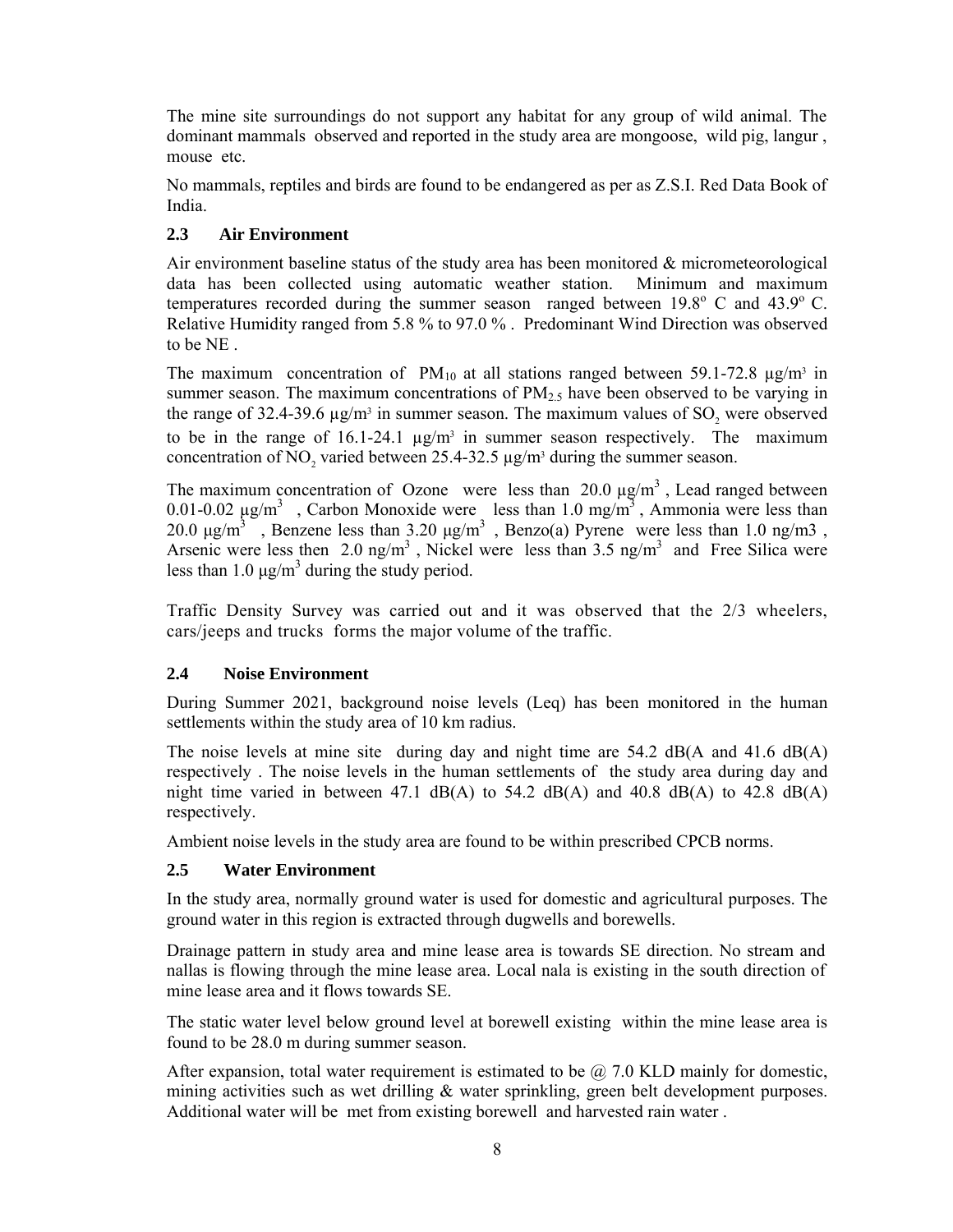The mine site surroundings do not support any habitat for any group of wild animal. The dominant mammals observed and reported in the study area are mongoose, wild pig, langur , mouse etc.

No mammals, reptiles and birds are found to be endangered as per as Z.S.I. Red Data Book of India.

## 2.3 Air Environment

Air environment baseline status of the study area has been monitored & micrometeorological data has been collected using automatic weather station. Minimum and maximum temperatures recorded during the summer season ranged between 19.8$^o$ C and 43.9$^o$ C. Relative Humidity ranged from 5.8 % to 97.0 % . Predominant Wind Direction was observed to be NE .

The maximum concentration of $PM_{10}$ at all stations ranged between 59.1-72.8 µg/m³ in summer season. The maximum concentrations of $PM_{2.5}$ have been observed to be varying in the range of 32.4-39.6 µg/m³ in summer season. The maximum values of $SO_2$ were observed to be in the range of 16.1-24.1 µg/m³ in summer season respectively. The maximum concentration of $NO_2$ varied between 25.4-32.5 µg/m³ during the summer season.

The maximum concentration of Ozone were less than 20.0 µg/m$^3$ , Lead ranged between 0.01-0.02 µg/m$^3$ , Carbon Monoxide were less than 1.0 mg/m$^3$ , Ammonia were less than 20.0 µg/m$^3$ , Benzene less than 3.20 µg/m$^3$ , Benzo(a) Pyrene were less than 1.0 ng/m3 , Arsenic were less then 2.0 ng/m$^3$ , Nickel were less than 3.5 ng/m$^3$ and Free Silica were less than 1.0 µg/m$^3$ during the study period.

Traffic Density Survey was carried out and it was observed that the 2/3 wheelers, cars/jeeps and trucks forms the major volume of the traffic.

## 2.4 Noise Environment

During Summer 2021, background noise levels (Leq) has been monitored in the human settlements within the study area of 10 km radius.

The noise levels at mine site during day and night time are 54.2 dB(A and 41.6 dB(A) respectively . The noise levels in the human settlements of the study area during day and night time varied in between 47.1 dB(A) to 54.2 dB(A) and 40.8 dB(A) to 42.8 dB(A) respectively.

Ambient noise levels in the study area are found to be within prescribed CPCB norms.

## 2.5 Water Environment

In the study area, normally ground water is used for domestic and agricultural purposes. The ground water in this region is extracted through dugwells and borewells.

Drainage pattern in study area and mine lease area is towards SE direction. No stream and nallas is flowing through the mine lease area. Local nala is existing in the south direction of mine lease area and it flows towards SE.

The static water level below ground level at borewell existing within the mine lease area is found to be 28.0 m during summer season.

After expansion, total water requirement is estimated to be @ 7.0 KLD mainly for domestic, mining activities such as wet drilling & water sprinkling, green belt development purposes. Additional water will be met from existing borewell and harvested rain water .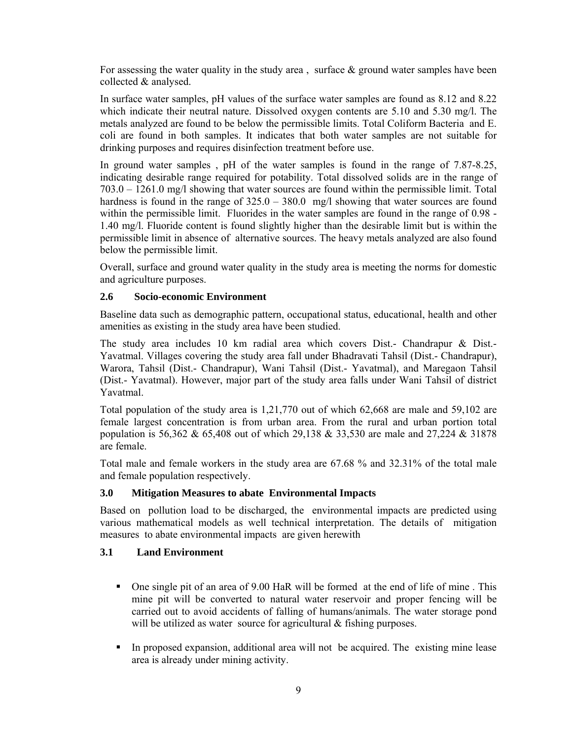For assessing the water quality in the study area , surface & ground water samples have been collected & analysed.

In surface water samples, pH values of the surface water samples are found as 8.12 and 8.22 which indicate their neutral nature. Dissolved oxygen contents are 5.10 and 5.30 mg/l. The metals analyzed are found to be below the permissible limits. Total Coliform Bacteria and E. coli are found in both samples. It indicates that both water samples are not suitable for drinking purposes and requires disinfection treatment before use.

In ground water samples , pH of the water samples is found in the range of 7.87-8.25, indicating desirable range required for potability. Total dissolved solids are in the range of 703.0 – 1261.0 mg/l showing that water sources are found within the permissible limit. Total hardness is found in the range of 325.0 – 380.0 mg/l showing that water sources are found within the permissible limit. Fluorides in the water samples are found in the range of 0.98 - 1.40 mg/l. Fluoride content is found slightly higher than the desirable limit but is within the permissible limit in absence of alternative sources. The heavy metals analyzed are also found below the permissible limit.

Overall, surface and ground water quality in the study area is meeting the norms for domestic and agriculture purposes.

### 2.6 Socio-economic Environment

Baseline data such as demographic pattern, occupational status, educational, health and other amenities as existing in the study area have been studied.

The study area includes 10 km radial area which covers Dist.- Chandrapur & Dist.- Yavatmal. Villages covering the study area fall under Bhadravati Tahsil (Dist.- Chandrapur), Warora, Tahsil (Dist.- Chandrapur), Wani Tahsil (Dist.- Yavatmal), and Maregaon Tahsil (Dist.- Yavatmal). However, major part of the study area falls under Wani Tahsil of district Yavatmal.

Total population of the study area is 1,21,770 out of which 62,668 are male and 59,102 are female largest concentration is from urban area. From the rural and urban portion total population is 56,362 & 65,408 out of which 29,138 & 33,530 are male and 27,224 & 31878 are female.

Total male and female workers in the study area are 67.68 % and 32.31% of the total male and female population respectively.

## 3.0 Mitigation Measures to abate Environmental Impacts

Based on pollution load to be discharged, the environmental impacts are predicted using various mathematical models as well technical interpretation. The details of mitigation measures to abate environmental impacts are given herewith

### 3.1 Land Environment

- One single pit of an area of 9.00 HaR will be formed at the end of life of mine . This mine pit will be converted to natural water reservoir and proper fencing will be carried out to avoid accidents of falling of humans/animals. The water storage pond will be utilized as water source for agricultural & fishing purposes.
- In proposed expansion, additional area will not be acquired. The existing mine lease area is already under mining activity.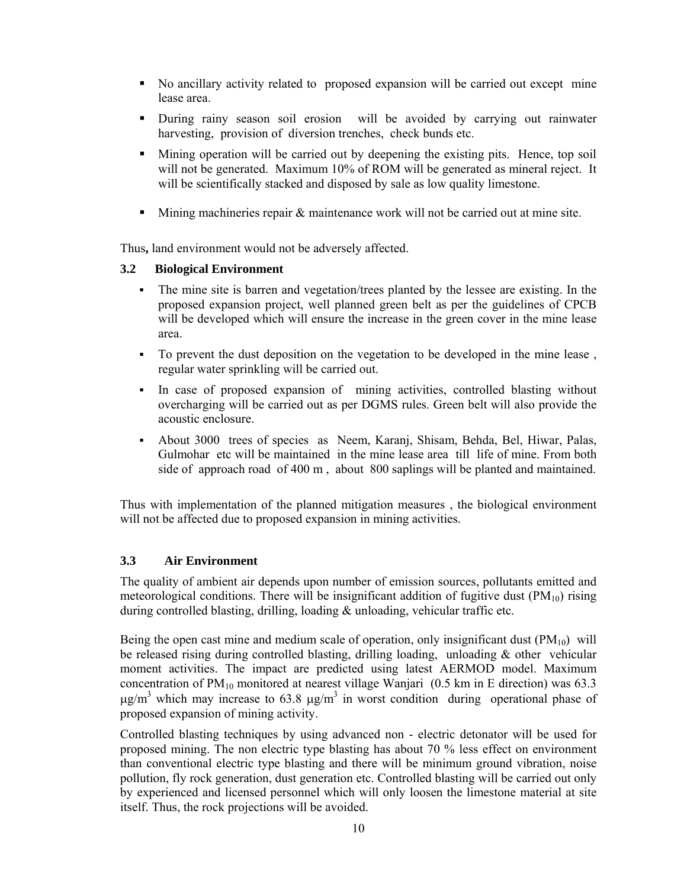- No ancillary activity related to proposed expansion will be carried out except mine lease area.
- During rainy season soil erosion will be avoided by carrying out rainwater harvesting, provision of diversion trenches, check bunds etc.
- Mining operation will be carried out by deepening the existing pits. Hence, top soil will not be generated. Maximum 10% of ROM will be generated as mineral reject. It will be scientifically stacked and disposed by sale as low quality limestone.
- Mining machineries repair & maintenance work will not be carried out at mine site.

Thus**,** land environment would not be adversely affected.

### 3.2 Biological Environment

- The mine site is barren and vegetation/trees planted by the lessee are existing. In the proposed expansion project, well planned green belt as per the guidelines of CPCB will be developed which will ensure the increase in the green cover in the mine lease area.
- To prevent the dust deposition on the vegetation to be developed in the mine lease , regular water sprinkling will be carried out.
- In case of proposed expansion of mining activities, controlled blasting without overcharging will be carried out as per DGMS rules. Green belt will also provide the acoustic enclosure.
- About 3000 trees of species as Neem, Karanj, Shisam, Behda, Bel, Hiwar, Palas, Gulmohar etc will be maintained in the mine lease area till life of mine. From both side of approach road of 400 m , about 800 saplings will be planted and maintained.

Thus with implementation of the planned mitigation measures , the biological environment will not be affected due to proposed expansion in mining activities.

### 3.3 Air Environment

The quality of ambient air depends upon number of emission sources, pollutants emitted and meteorological conditions. There will be insignificant addition of fugitive dust ($PM_{10}$) rising during controlled blasting, drilling, loading & unloading, vehicular traffic etc.

Being the open cast mine and medium scale of operation, only insignificant dust ($PM_{10}$) will be released rising during controlled blasting, drilling loading, unloading & other vehicular moment activities. The impact are predicted using latest AERMOD model. Maximum concentration of $PM_{10}$ monitored at nearest village Wanjari (0.5 km in E direction) was 63.3 $\mu g/m^3$ which may increase to 63.8 $\mu g/m^3$ in worst condition during operational phase of proposed expansion of mining activity.

Controlled blasting techniques by using advanced non - electric detonator will be used for proposed mining. The non electric type blasting has about 70 % less effect on environment than conventional electric type blasting and there will be minimum ground vibration, noise pollution, fly rock generation, dust generation etc. Controlled blasting will be carried out only by experienced and licensed personnel which will only loosen the limestone material at site itself. Thus, the rock projections will be avoided.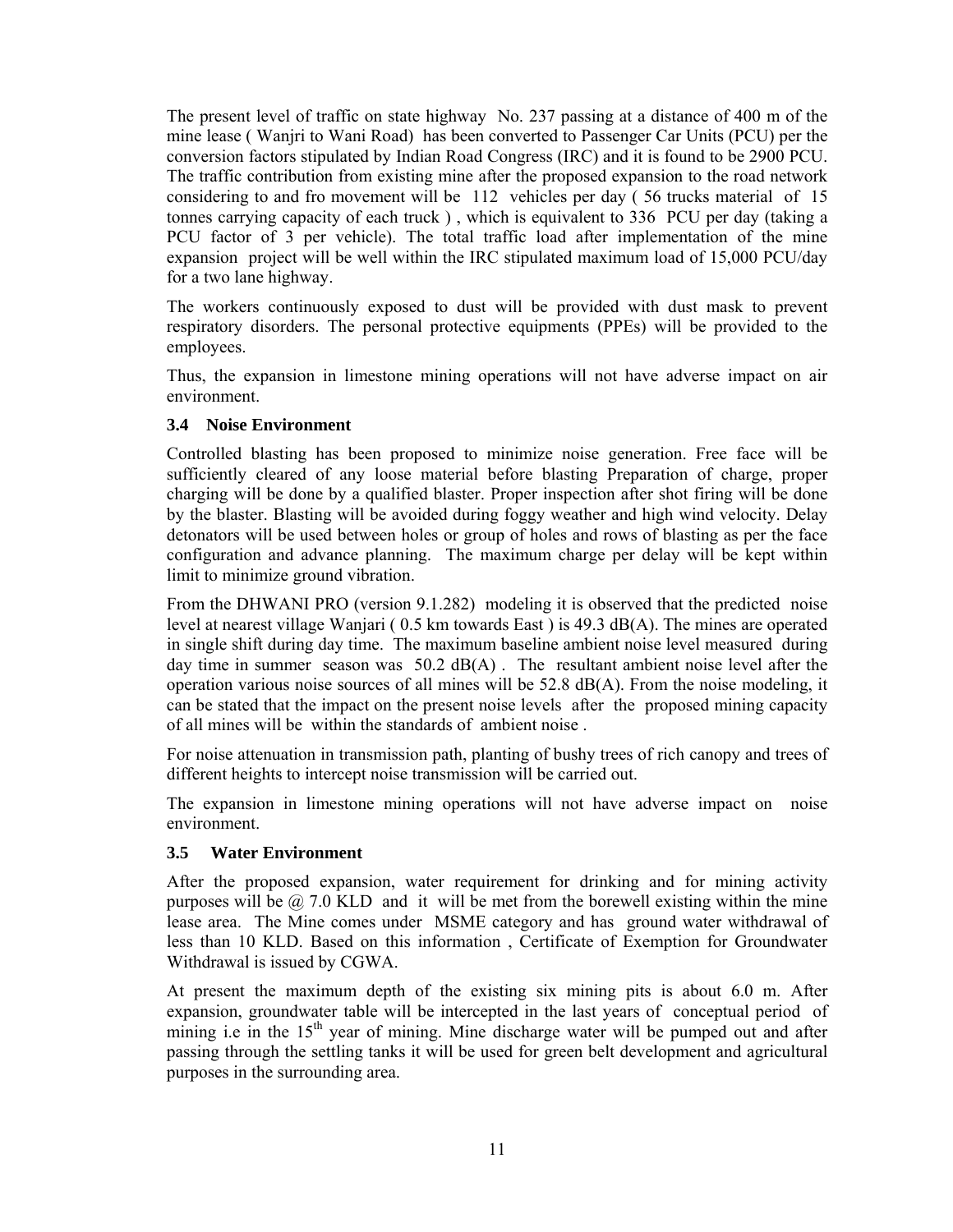The present level of traffic on state highway No. 237 passing at a distance of 400 m of the mine lease ( Wanjri to Wani Road) has been converted to Passenger Car Units (PCU) per the conversion factors stipulated by Indian Road Congress (IRC) and it is found to be 2900 PCU. The traffic contribution from existing mine after the proposed expansion to the road network considering to and fro movement will be 112 vehicles per day ( 56 trucks material of 15 tonnes carrying capacity of each truck ) , which is equivalent to 336 PCU per day (taking a PCU factor of 3 per vehicle). The total traffic load after implementation of the mine expansion project will be well within the IRC stipulated maximum load of 15,000 PCU/day for a two lane highway.

The workers continuously exposed to dust will be provided with dust mask to prevent respiratory disorders. The personal protective equipments (PPEs) will be provided to the employees.

Thus, the expansion in limestone mining operations will not have adverse impact on air environment.

### 3.4 Noise Environment

Controlled blasting has been proposed to minimize noise generation. Free face will be sufficiently cleared of any loose material before blasting Preparation of charge, proper charging will be done by a qualified blaster. Proper inspection after shot firing will be done by the blaster. Blasting will be avoided during foggy weather and high wind velocity. Delay detonators will be used between holes or group of holes and rows of blasting as per the face configuration and advance planning. The maximum charge per delay will be kept within limit to minimize ground vibration.

From the DHWANI PRO (version 9.1.282) modeling it is observed that the predicted noise level at nearest village Wanjari ( 0.5 km towards East ) is 49.3 dB(A). The mines are operated in single shift during day time. The maximum baseline ambient noise level measured during day time in summer season was 50.2 dB(A) . The resultant ambient noise level after the operation various noise sources of all mines will be 52.8 dB(A). From the noise modeling, it can be stated that the impact on the present noise levels after the proposed mining capacity of all mines will be within the standards of ambient noise .

For noise attenuation in transmission path, planting of bushy trees of rich canopy and trees of different heights to intercept noise transmission will be carried out.

The expansion in limestone mining operations will not have adverse impact on noise environment.

### 3.5 Water Environment

After the proposed expansion, water requirement for drinking and for mining activity purposes will be @ 7.0 KLD and it will be met from the borewell existing within the mine lease area. The Mine comes under MSME category and has ground water withdrawal of less than 10 KLD. Based on this information , Certificate of Exemption for Groundwater Withdrawal is issued by CGWA.

At present the maximum depth of the existing six mining pits is about 6.0 m. After expansion, groundwater table will be intercepted in the last years of conceptual period of mining i.e in the 15th year of mining. Mine discharge water will be pumped out and after passing through the settling tanks it will be used for green belt development and agricultural purposes in the surrounding area.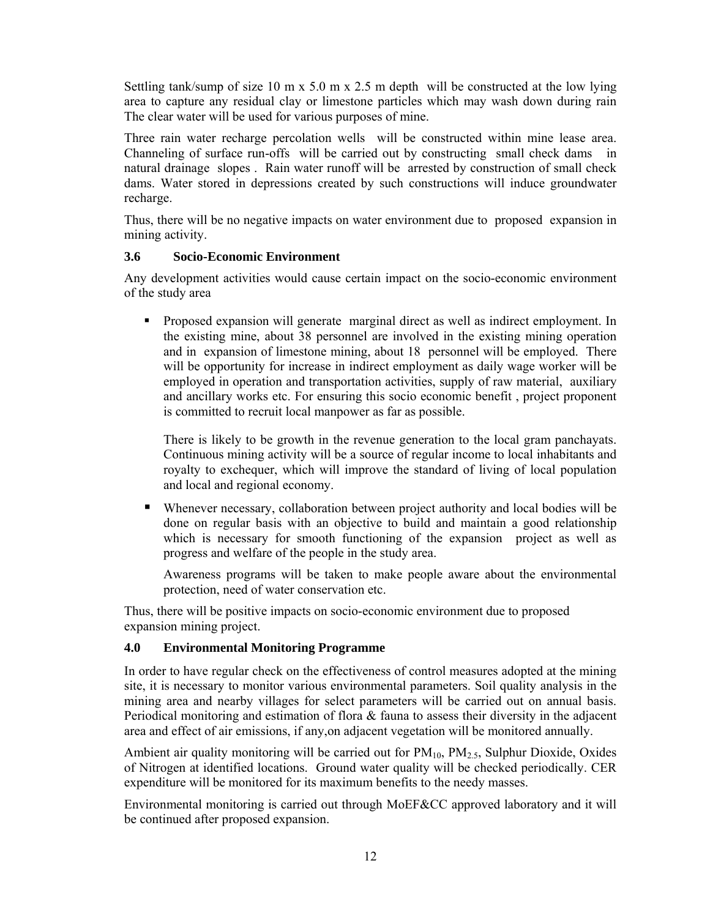Settling tank/sump of size 10 m x 5.0 m x 2.5 m depth will be constructed at the low lying area to capture any residual clay or limestone particles which may wash down during rain The clear water will be used for various purposes of mine.

Three rain water recharge percolation wells will be constructed within mine lease area. Channeling of surface run-offs will be carried out by constructing small check dams in natural drainage slopes . Rain water runoff will be arrested by construction of small check dams. Water stored in depressions created by such constructions will induce groundwater recharge.

Thus, there will be no negative impacts on water environment due to proposed expansion in mining activity.

### 3.6 Socio-Economic Environment

Any development activities would cause certain impact on the socio-economic environment of the study area

- Proposed expansion will generate marginal direct as well as indirect employment. In the existing mine, about 38 personnel are involved in the existing mining operation and in expansion of limestone mining, about 18 personnel will be employed. There will be opportunity for increase in indirect employment as daily wage worker will be employed in operation and transportation activities, supply of raw material, auxiliary and ancillary works etc. For ensuring this socio economic benefit , project proponent is committed to recruit local manpower as far as possible.

  There is likely to be growth in the revenue generation to the local gram panchayats. Continuous mining activity will be a source of regular income to local inhabitants and royalty to exchequer, which will improve the standard of living of local population and local and regional economy.

- Whenever necessary, collaboration between project authority and local bodies will be done on regular basis with an objective to build and maintain a good relationship which is necessary for smooth functioning of the expansion project as well as progress and welfare of the people in the study area.

  Awareness programs will be taken to make people aware about the environmental protection, need of water conservation etc.

Thus, there will be positive impacts on socio-economic environment due to proposed expansion mining project.

## 4.0 Environmental Monitoring Programme

In order to have regular check on the effectiveness of control measures adopted at the mining site, it is necessary to monitor various environmental parameters. Soil quality analysis in the mining area and nearby villages for select parameters will be carried out on annual basis. Periodical monitoring and estimation of flora & fauna to assess their diversity in the adjacent area and effect of air emissions, if any,on adjacent vegetation will be monitored annually.

Ambient air quality monitoring will be carried out for $PM_{10}$, $PM_{2.5}$, Sulphur Dioxide, Oxides of Nitrogen at identified locations. Ground water quality will be checked periodically. CER expenditure will be monitored for its maximum benefits to the needy masses.

Environmental monitoring is carried out through MoEF&CC approved laboratory and it will be continued after proposed expansion.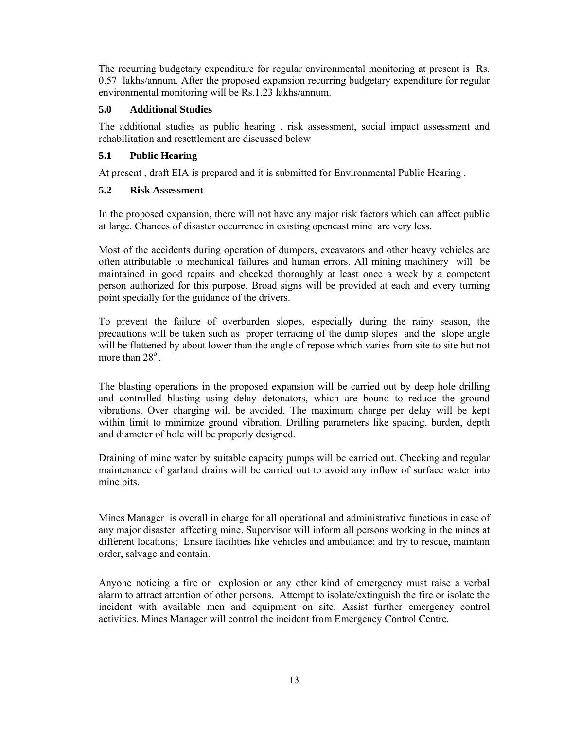The recurring budgetary expenditure for regular environmental monitoring at present is Rs. 0.57 lakhs/annum. After the proposed expansion recurring budgetary expenditure for regular environmental monitoring will be Rs.1.23 lakhs/annum.

## 5.0 Additional Studies

The additional studies as public hearing , risk assessment, social impact assessment and rehabilitation and resettlement are discussed below

### 5.1 Public Hearing

At present , draft EIA is prepared and it is submitted for Environmental Public Hearing .

### 5.2 Risk Assessment

In the proposed expansion, there will not have any major risk factors which can affect public at large. Chances of disaster occurrence in existing opencast mine are very less.

Most of the accidents during operation of dumpers, excavators and other heavy vehicles are often attributable to mechanical failures and human errors. All mining machinery will be maintained in good repairs and checked thoroughly at least once a week by a competent person authorized for this purpose. Broad signs will be provided at each and every turning point specially for the guidance of the drivers.

To prevent the failure of overburden slopes, especially during the rainy season, the precautions will be taken such as proper terracing of the dump slopes and the slope angle will be flattened by about lower than the angle of repose which varies from site to site but not more than $28^o$ .

The blasting operations in the proposed expansion will be carried out by deep hole drilling and controlled blasting using delay detonators, which are bound to reduce the ground vibrations. Over charging will be avoided. The maximum charge per delay will be kept within limit to minimize ground vibration. Drilling parameters like spacing, burden, depth and diameter of hole will be properly designed.

Draining of mine water by suitable capacity pumps will be carried out. Checking and regular maintenance of garland drains will be carried out to avoid any inflow of surface water into mine pits.

Mines Manager is overall in charge for all operational and administrative functions in case of any major disaster affecting mine. Supervisor will inform all persons working in the mines at different locations; Ensure facilities like vehicles and ambulance; and try to rescue, maintain order, salvage and contain.

Anyone noticing a fire or explosion or any other kind of emergency must raise a verbal alarm to attract attention of other persons. Attempt to isolate/extinguish the fire or isolate the incident with available men and equipment on site. Assist further emergency control activities. Mines Manager will control the incident from Emergency Control Centre.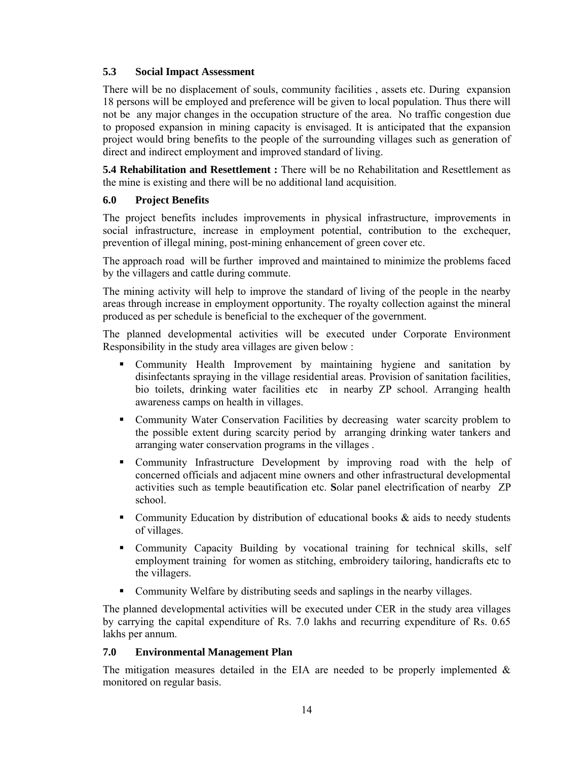### 5.3 Social Impact Assessment

There will be no displacement of souls, community facilities , assets etc. During expansion 18 persons will be employed and preference will be given to local population. Thus there will not be any major changes in the occupation structure of the area. No traffic congestion due to proposed expansion in mining capacity is envisaged. It is anticipated that the expansion project would bring benefits to the people of the surrounding villages such as generation of direct and indirect employment and improved standard of living.

**5.4 Rehabilitation and Resettlement :** There will be no Rehabilitation and Resettlement as the mine is existing and there will be no additional land acquisition.

### 6.0 Project Benefits

The project benefits includes improvements in physical infrastructure, improvements in social infrastructure, increase in employment potential, contribution to the exchequer, prevention of illegal mining, post-mining enhancement of green cover etc.

The approach road will be further improved and maintained to minimize the problems faced by the villagers and cattle during commute.

The mining activity will help to improve the standard of living of the people in the nearby areas through increase in employment opportunity. The royalty collection against the mineral produced as per schedule is beneficial to the exchequer of the government.

The planned developmental activities will be executed under Corporate Environment Responsibility in the study area villages are given below :

- Community Health Improvement by maintaining hygiene and sanitation by disinfectants spraying in the village residential areas. Provision of sanitation facilities, bio toilets, drinking water facilities etc in nearby ZP school. Arranging health awareness camps on health in villages.
- Community Water Conservation Facilities by decreasing water scarcity problem to the possible extent during scarcity period by arranging drinking water tankers and arranging water conservation programs in the villages .
- Community Infrastructure Development by improving road with the help of concerned officials and adjacent mine owners and other infrastructural developmental activities such as temple beautification etc. **S**olar panel electrification of nearby ZP school.
- Community Education by distribution of educational books & aids to needy students of villages.
- Community Capacity Building by vocational training for technical skills, self employment training for women as stitching, embroidery tailoring, handicrafts etc to the villagers.
- Community Welfare by distributing seeds and saplings in the nearby villages.

The planned developmental activities will be executed under CER in the study area villages by carrying the capital expenditure of Rs. 7.0 lakhs and recurring expenditure of Rs. 0.65 lakhs per annum.

### 7.0 Environmental Management Plan

The mitigation measures detailed in the EIA are needed to be properly implemented & monitored on regular basis.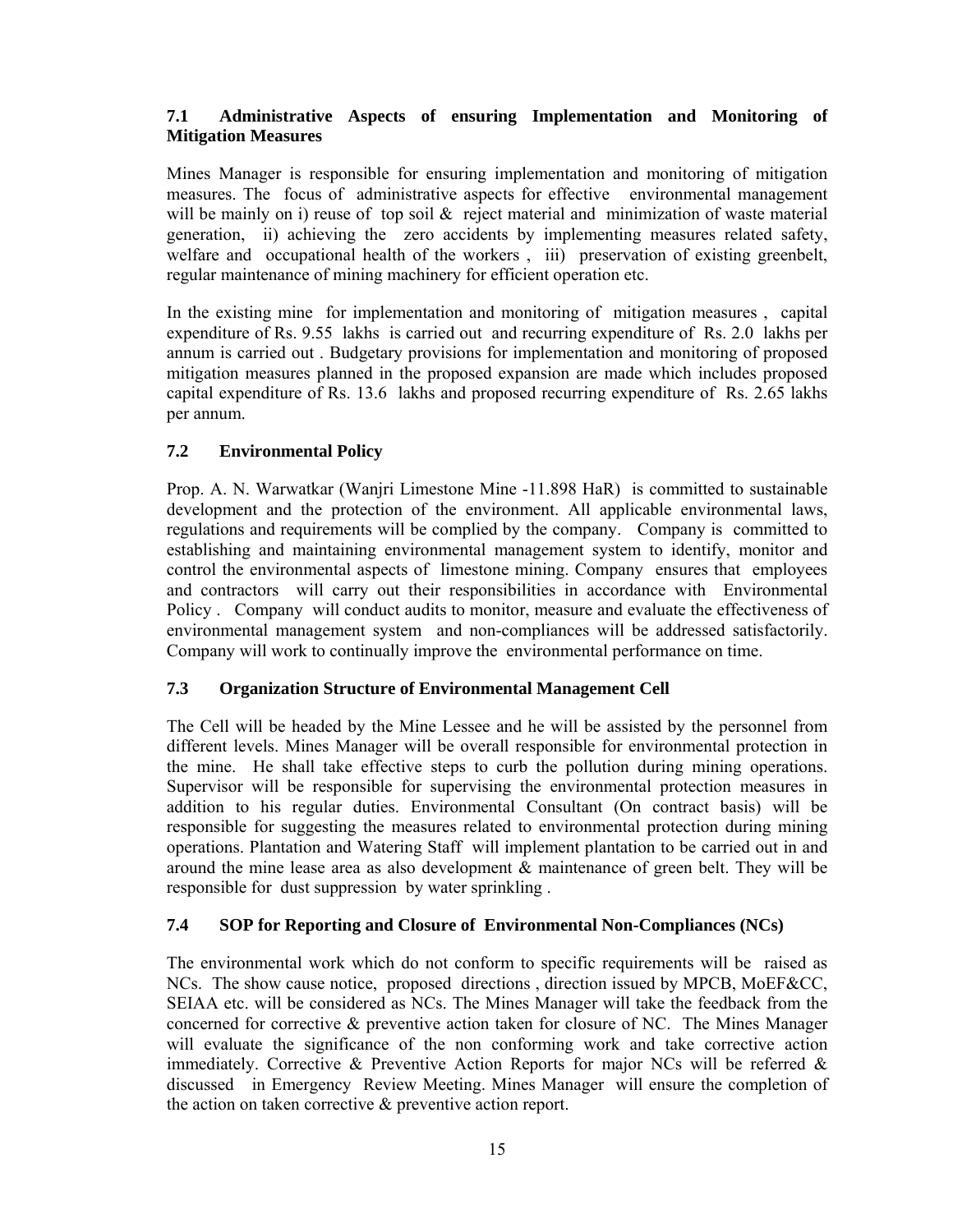## 7.1 Administrative Aspects of ensuring Implementation and Monitoring of Mitigation Measures

Mines Manager is responsible for ensuring implementation and monitoring of mitigation measures. The focus of administrative aspects for effective environmental management will be mainly on i) reuse of top soil & reject material and minimization of waste material generation, ii) achieving the zero accidents by implementing measures related safety, welfare and occupational health of the workers , iii) preservation of existing greenbelt, regular maintenance of mining machinery for efficient operation etc.

In the existing mine for implementation and monitoring of mitigation measures , capital expenditure of Rs. 9.55 lakhs is carried out and recurring expenditure of Rs. 2.0 lakhs per annum is carried out . Budgetary provisions for implementation and monitoring of proposed mitigation measures planned in the proposed expansion are made which includes proposed capital expenditure of Rs. 13.6 lakhs and proposed recurring expenditure of Rs. 2.65 lakhs per annum.

## 7.2 Environmental Policy

Prop. A. N. Warwatkar (Wanjri Limestone Mine -11.898 HaR) is committed to sustainable development and the protection of the environment. All applicable environmental laws, regulations and requirements will be complied by the company. Company is committed to establishing and maintaining environmental management system to identify, monitor and control the environmental aspects of limestone mining. Company ensures that employees and contractors will carry out their responsibilities in accordance with Environmental Policy . Company will conduct audits to monitor, measure and evaluate the effectiveness of environmental management system and non-compliances will be addressed satisfactorily. Company will work to continually improve the environmental performance on time.

## 7.3 Organization Structure of Environmental Management Cell

The Cell will be headed by the Mine Lessee and he will be assisted by the personnel from different levels. Mines Manager will be overall responsible for environmental protection in the mine. He shall take effective steps to curb the pollution during mining operations. Supervisor will be responsible for supervising the environmental protection measures in addition to his regular duties. Environmental Consultant (On contract basis) will be responsible for suggesting the measures related to environmental protection during mining operations. Plantation and Watering Staff will implement plantation to be carried out in and around the mine lease area as also development & maintenance of green belt. They will be responsible for dust suppression by water sprinkling .

## 7.4 SOP for Reporting and Closure of Environmental Non-Compliances (NCs)

The environmental work which do not conform to specific requirements will be raised as NCs. The show cause notice, proposed directions , direction issued by MPCB, MoEF&CC, SEIAA etc. will be considered as NCs. The Mines Manager will take the feedback from the concerned for corrective & preventive action taken for closure of NC. The Mines Manager will evaluate the significance of the non conforming work and take corrective action immediately. Corrective & Preventive Action Reports for major NCs will be referred & discussed in Emergency Review Meeting. Mines Manager will ensure the completion of the action on taken corrective & preventive action report.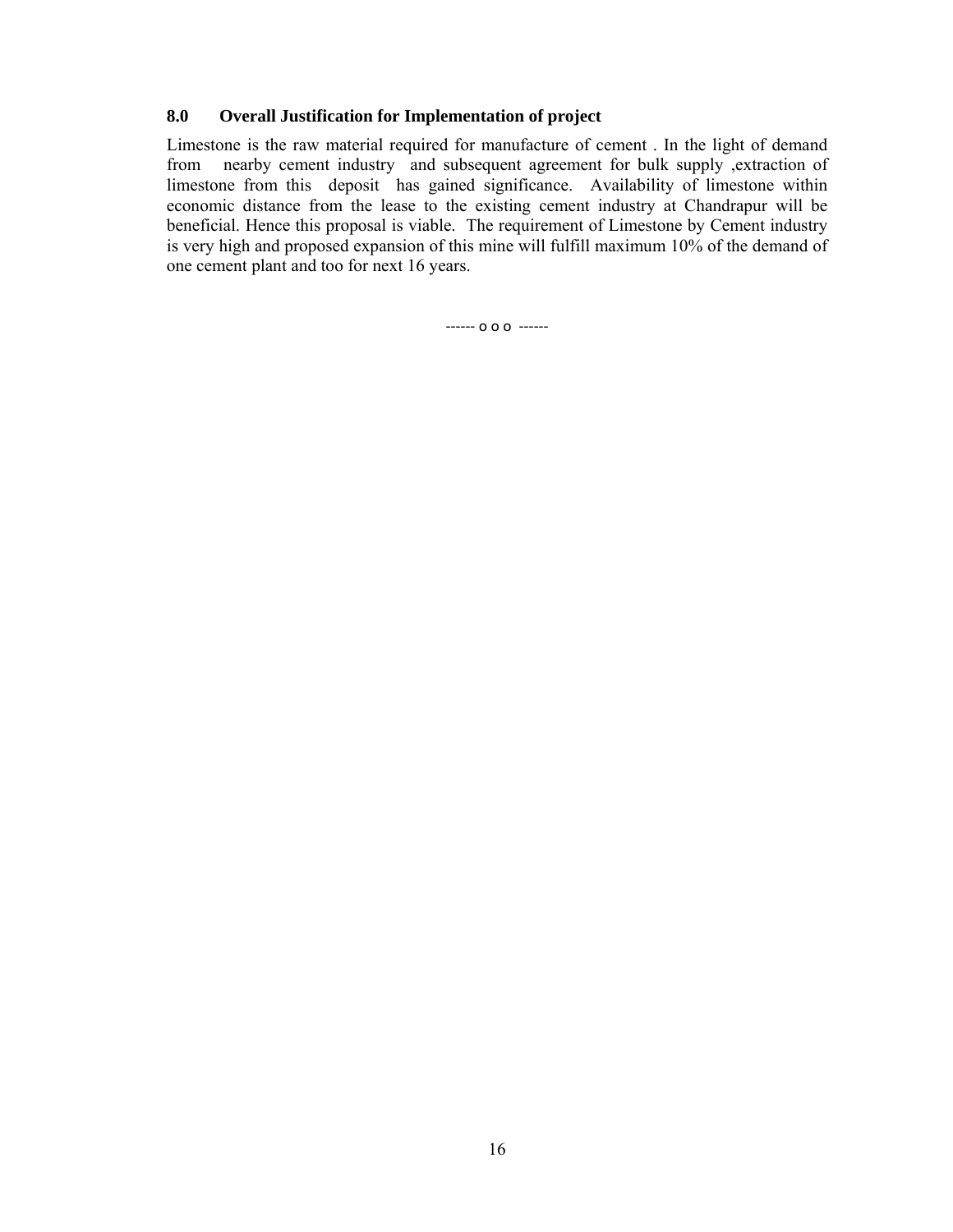## 8.0 Overall Justification for Implementation of project

Limestone is the raw material required for manufacture of cement . In the light of demand from nearby cement industry and subsequent agreement for bulk supply ,extraction of limestone from this deposit has gained significance. Availability of limestone within economic distance from the lease to the existing cement industry at Chandrapur will be beneficial. Hence this proposal is viable. The requirement of Limestone by Cement industry is very high and proposed expansion of this mine will fulfill maximum 10% of the demand of one cement plant and too for next 16 years.

------ o o o ------